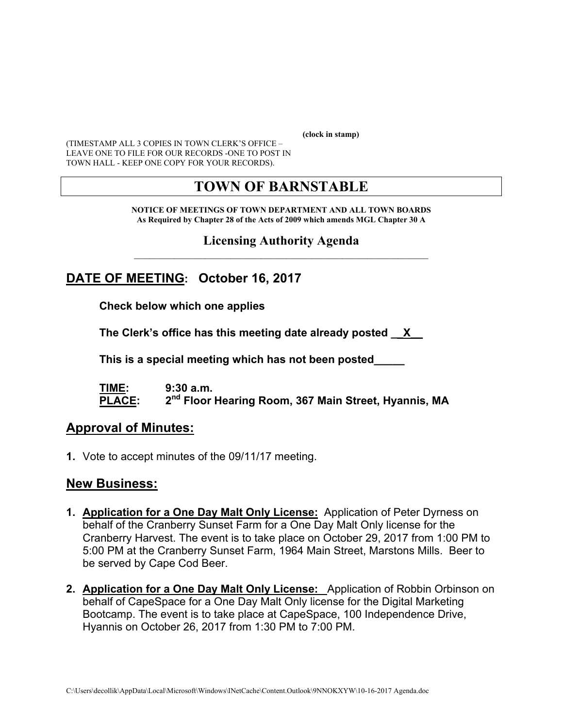(clock in stamp)

(TIMESTAMP ALL 3 COPIES IN TOWN CLERK'S OFFICE – LEAVE ONE TO FILE FOR OUR RECORDS -ONE TO POST IN TOWN HALL - KEEP ONE COPY FOR YOUR RECORDS).

# TOWN OF BARNSTABLE

**NOTICE OF MEETINGS OF TOWN DEPARTMENT AND ALL TOWN BOARDS**
**As Required by Chapter 28 of the Acts of 2009 which amends MGL Chapter 30 A**

## Licensing Authority Agenda

## DATE OF MEETING: October 16, 2017

**Check below which one applies**

**The Clerk's office has this meeting date already posted __X__**

**This is a special meeting which has not been posted_____**

**TIME:** 9:30 a.m.
**PLACE:** 2nd Floor Hearing Room, 367 Main Street, Hyannis, MA

## Approval of Minutes:

1. Vote to accept minutes of the 09/11/17 meeting.

## New Business:

1. **Application for a One Day Malt Only License:** Application of Peter Dyrness on behalf of the Cranberry Sunset Farm for a One Day Malt Only license for the Cranberry Harvest. The event is to take place on October 29, 2017 from 1:00 PM to 5:00 PM at the Cranberry Sunset Farm, 1964 Main Street, Marstons Mills. Beer to be served by Cape Cod Beer.

2. **Application for a One Day Malt Only License:** Application of Robbin Orbinson on behalf of CapeSpace for a One Day Malt Only license for the Digital Marketing Bootcamp. The event is to take place at CapeSpace, 100 Independence Drive, Hyannis on October 26, 2017 from 1:30 PM to 7:00 PM.

C:\Users\decollik\AppData\Local\Microsoft\Windows\INetCache\Content.Outlook\9NNOKXYW\10-16-2017 Agenda.doc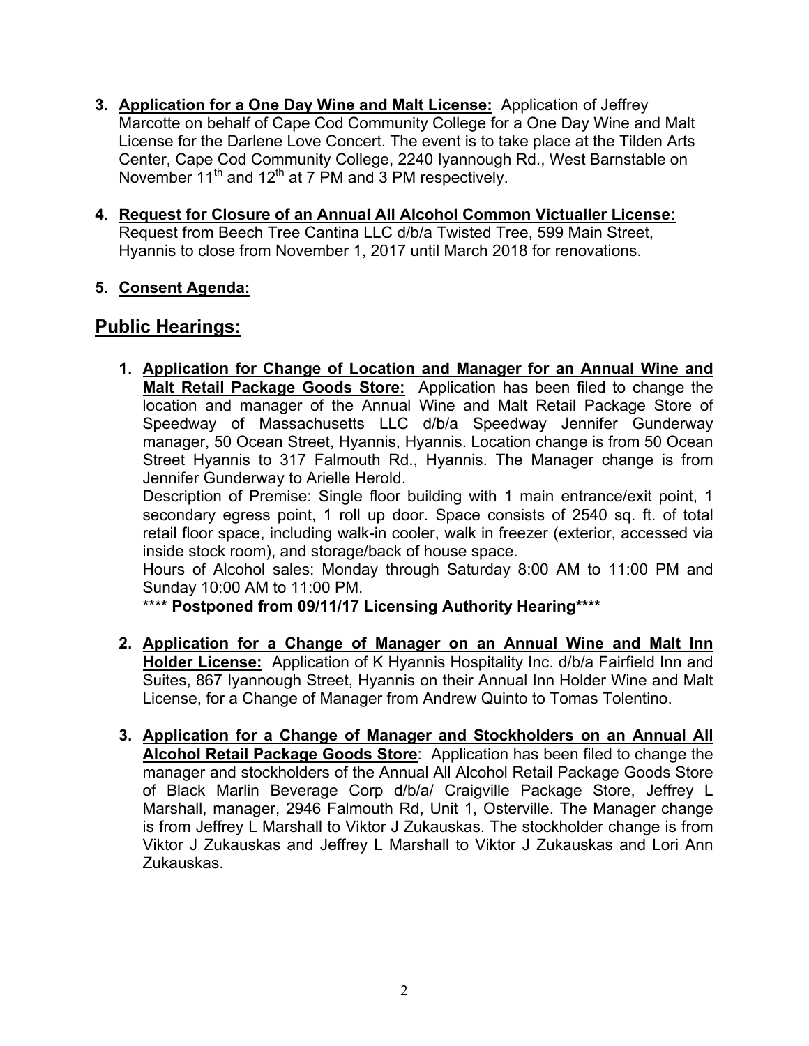3. **<u>Application for a One Day Wine and Malt License:</u>** Application of Jeffrey Marcotte on behalf of Cape Cod Community College for a One Day Wine and Malt License for the Darlene Love Concert. The event is to take place at the Tilden Arts Center, Cape Cod Community College, 2240 Iyannough Rd., West Barnstable on November 11th and 12th at 7 PM and 3 PM respectively.

4. **<u>Request for Closure of an Annual All Alcohol Common Victualler License:</u>** Request from Beech Tree Cantina LLC d/b/a Twisted Tree, 599 Main Street, Hyannis to close from November 1, 2017 until March 2018 for renovations.

5. **<u>Consent Agenda:</u>**

## Public Hearings:

1. **<u>Application for Change of Location and Manager for an Annual Wine and Malt Retail Package Goods Store:</u>** Application has been filed to change the location and manager of the Annual Wine and Malt Retail Package Store of Speedway of Massachusetts LLC d/b/a Speedway Jennifer Gunderway manager, 50 Ocean Street, Hyannis, Hyannis. Location change is from 50 Ocean Street Hyannis to 317 Falmouth Rd., Hyannis. The Manager change is from Jennifer Gunderway to Arielle Herold.

   Description of Premise: Single floor building with 1 main entrance/exit point, 1 secondary egress point, 1 roll up door. Space consists of 2540 sq. ft. of total retail floor space, including walk-in cooler, walk in freezer (exterior, accessed via inside stock room), and storage/back of house space.

   Hours of Alcohol sales: Monday through Saturday 8:00 AM to 11:00 PM and Sunday 10:00 AM to 11:00 PM.

   **\*\*\*\* Postponed from 09/11/17 Licensing Authority Hearing\*\*\*\***

2. **<u>Application for a Change of Manager on an Annual Wine and Malt Inn Holder License:</u>** Application of K Hyannis Hospitality Inc. d/b/a Fairfield Inn and Suites, 867 Iyannough Street, Hyannis on their Annual Inn Holder Wine and Malt License, for a Change of Manager from Andrew Quinto to Tomas Tolentino.

3. **<u>Application for a Change of Manager and Stockholders on an Annual All Alcohol Retail Package Goods Store</u>**: Application has been filed to change the manager and stockholders of the Annual All Alcohol Retail Package Goods Store of Black Marlin Beverage Corp d/b/a/ Craigville Package Store, Jeffrey L Marshall, manager, 2946 Falmouth Rd, Unit 1, Osterville. The Manager change is from Jeffrey L Marshall to Viktor J Zukauskas. The stockholder change is from Viktor J Zukauskas and Jeffrey L Marshall to Viktor J Zukauskas and Lori Ann Zukauskas.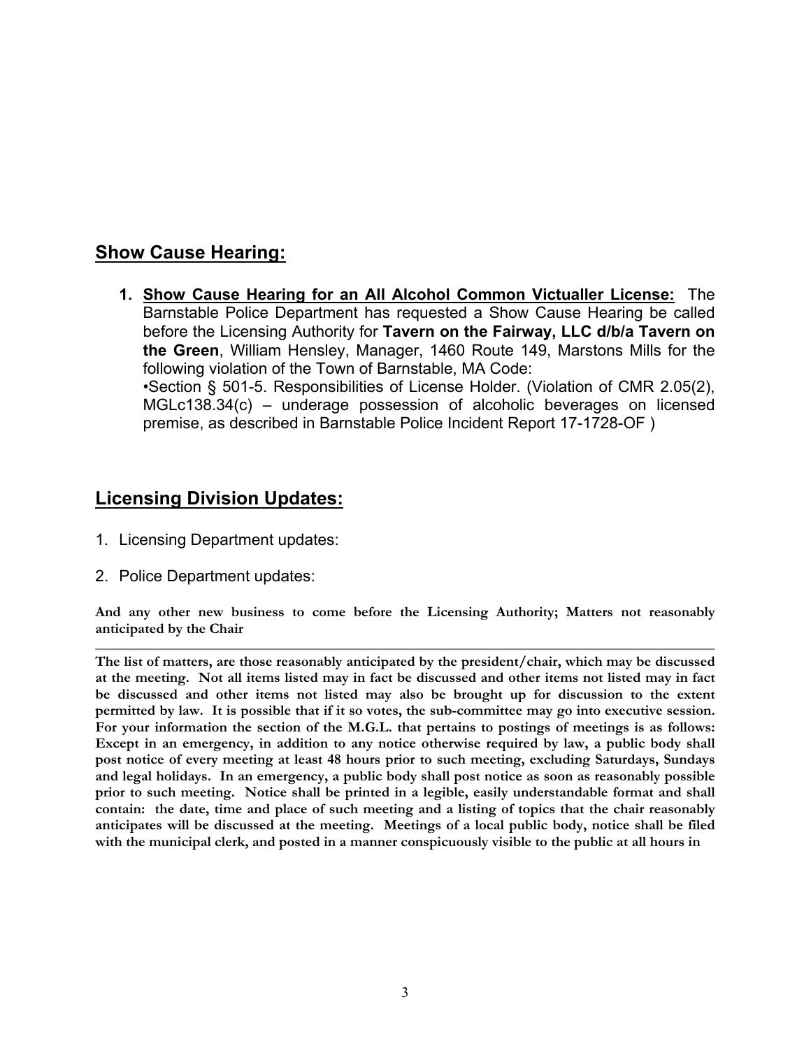## Show Cause Hearing:

1. **Show Cause Hearing for an All Alcohol Common Victualler License:** The Barnstable Police Department has requested a Show Cause Hearing be called before the Licensing Authority for **Tavern on the Fairway, LLC d/b/a Tavern on the Green**, William Hensley, Manager, 1460 Route 149, Marstons Mills for the following violation of the Town of Barnstable, MA Code:
   •Section § 501-5. Responsibilities of License Holder. (Violation of CMR 2.05(2), MGLc138.34(c) – underage possession of alcoholic beverages on licensed premise, as described in Barnstable Police Incident Report 17-1728-OF )

## Licensing Division Updates:

1. Licensing Department updates:
2. Police Department updates:

**And any other new business to come before the Licensing Authority; Matters not reasonably anticipated by the Chair**

---

**The list of matters, are those reasonably anticipated by the president/chair, which may be discussed at the meeting. Not all items listed may in fact be discussed and other items not listed may in fact be discussed and other items not listed may also be brought up for discussion to the extent permitted by law. It is possible that if it so votes, the sub-committee may go into executive session. For your information the section of the M.G.L. that pertains to postings of meetings is as follows: Except in an emergency, in addition to any notice otherwise required by law, a public body shall post notice of every meeting at least 48 hours prior to such meeting, excluding Saturdays, Sundays and legal holidays. In an emergency, a public body shall post notice as soon as reasonably possible prior to such meeting. Notice shall be printed in a legible, easily understandable format and shall contain: the date, time and place of such meeting and a listing of topics that the chair reasonably anticipates will be discussed at the meeting. Meetings of a local public body, notice shall be filed with the municipal clerk, and posted in a manner conspicuously visible to the public at all hours in**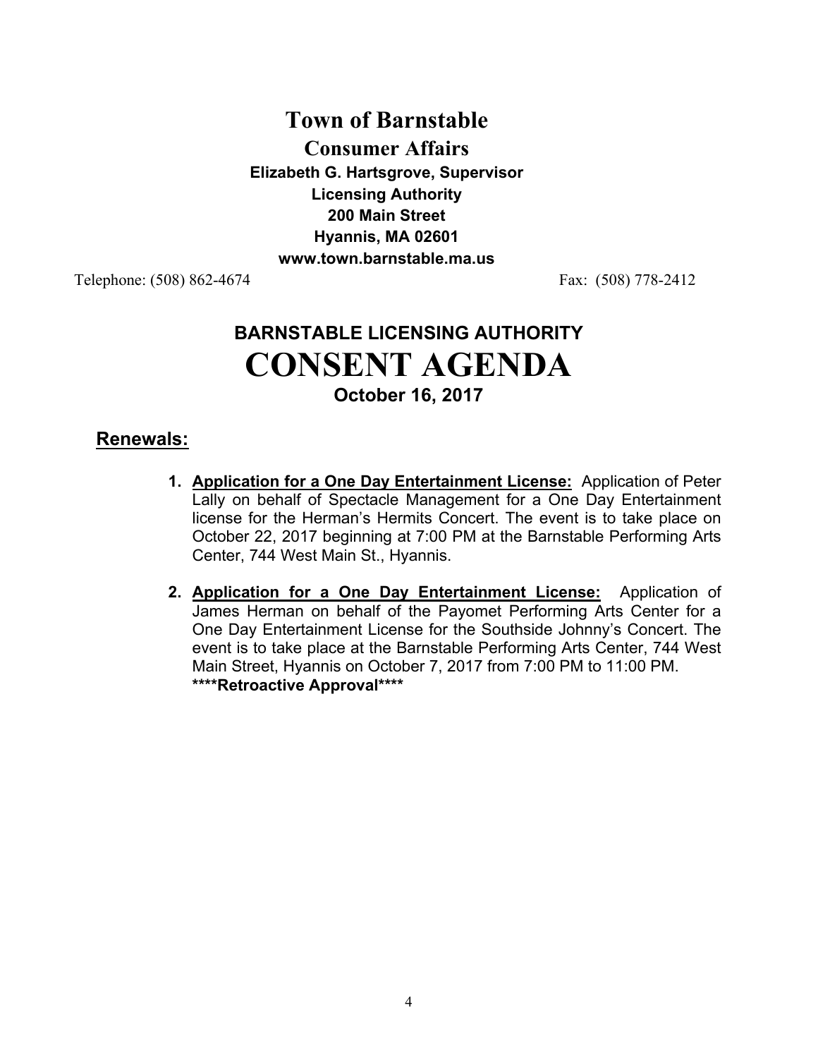# Town of Barnstable

## Consumer Affairs

**Elizabeth G. Hartsgrove, Supervisor**
**Licensing Authority**
**200 Main Street**
**Hyannis, MA 02601**
**www.town.barnstable.ma.us**

Telephone: (508) 862-4674 Fax: (508) 778-2412

# BARNSTABLE LICENSING AUTHORITY
# CONSENT AGENDA
**October 16, 2017**

## Renewals:

1. **Application for a One Day Entertainment License:** Application of Peter Lally on behalf of Spectacle Management for a One Day Entertainment license for the Herman's Hermits Concert. The event is to take place on October 22, 2017 beginning at 7:00 PM at the Barnstable Performing Arts Center, 744 West Main St., Hyannis.

2. **Application for a One Day Entertainment License:** Application of James Herman on behalf of the Payomet Performing Arts Center for a One Day Entertainment License for the Southside Johnny's Concert. The event is to take place at the Barnstable Performing Arts Center, 744 West Main Street, Hyannis on October 7, 2017 from 7:00 PM to 11:00 PM.
**\*\*\*\*Retroactive Approval\*\*\*\***